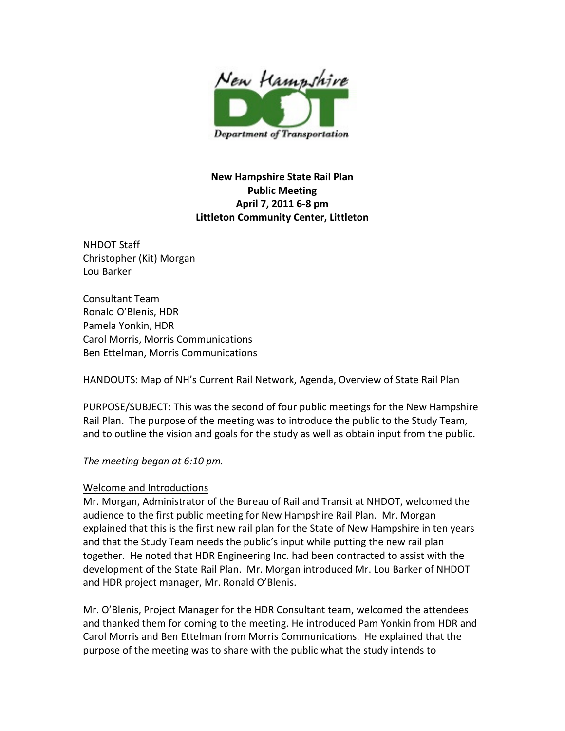**New Hampshire State Rail Plan**
**Public Meeting**
**April 7, 2011 6-8 pm**
**Littleton Community Center, Littleton**

NHDOT Staff
Christopher (Kit) Morgan
Lou Barker

Consultant Team
Ronald O'Blenis, HDR
Pamela Yonkin, HDR
Carol Morris, Morris Communications
Ben Ettelman, Morris Communications

HANDOUTS: Map of NH's Current Rail Network, Agenda, Overview of State Rail Plan

PURPOSE/SUBJECT: This was the second of four public meetings for the New Hampshire Rail Plan. The purpose of the meeting was to introduce the public to the Study Team, and to outline the vision and goals for the study as well as obtain input from the public.

*The meeting began at 6:10 pm.*

Welcome and Introductions

Mr. Morgan, Administrator of the Bureau of Rail and Transit at NHDOT, welcomed the audience to the first public meeting for New Hampshire Rail Plan. Mr. Morgan explained that this is the first new rail plan for the State of New Hampshire in ten years and that the Study Team needs the public's input while putting the new rail plan together. He noted that HDR Engineering Inc. had been contracted to assist with the development of the State Rail Plan. Mr. Morgan introduced Mr. Lou Barker of NHDOT and HDR project manager, Mr. Ronald O'Blenis.

Mr. O'Blenis, Project Manager for the HDR Consultant team, welcomed the attendees and thanked them for coming to the meeting. He introduced Pam Yonkin from HDR and Carol Morris and Ben Ettelman from Morris Communications. He explained that the purpose of the meeting was to share with the public what the study intends to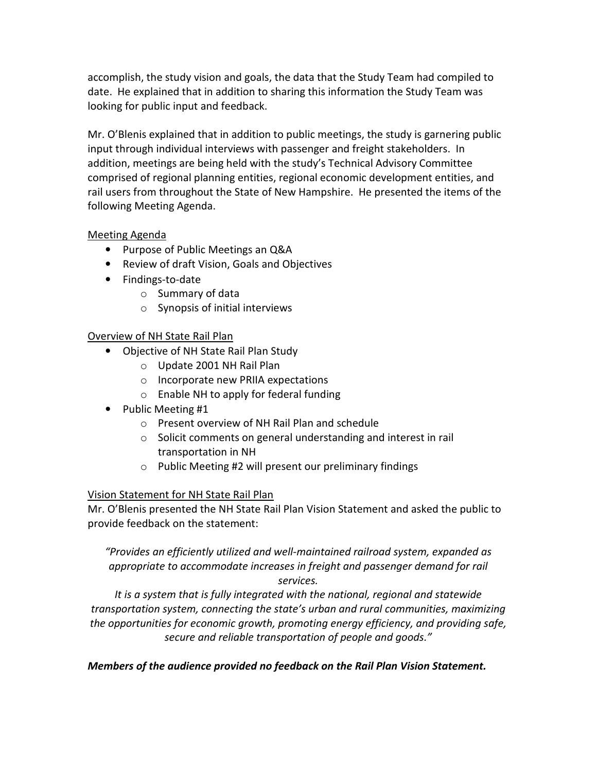accomplish, the study vision and goals, the data that the Study Team had compiled to date. He explained that in addition to sharing this information the Study Team was looking for public input and feedback.

Mr. O'Blenis explained that in addition to public meetings, the study is garnering public input through individual interviews with passenger and freight stakeholders. In addition, meetings are being held with the study's Technical Advisory Committee comprised of regional planning entities, regional economic development entities, and rail users from throughout the State of New Hampshire. He presented the items of the following Meeting Agenda.

<u>Meeting Agenda</u>

- Purpose of Public Meetings an Q&A
- Review of draft Vision, Goals and Objectives
- Findings-to-date
  - Summary of data
  - Synopsis of initial interviews

<u>Overview of NH State Rail Plan</u>

- Objective of NH State Rail Plan Study
  - Update 2001 NH Rail Plan
  - Incorporate new PRIIA expectations
  - Enable NH to apply for federal funding
- Public Meeting #1
  - Present overview of NH Rail Plan and schedule
  - Solicit comments on general understanding and interest in rail transportation in NH
  - Public Meeting #2 will present our preliminary findings

<u>Vision Statement for NH State Rail Plan</u>

Mr. O'Blenis presented the NH State Rail Plan Vision Statement and asked the public to provide feedback on the statement:

*"Provides an efficiently utilized and well-maintained railroad system, expanded as appropriate to accommodate increases in freight and passenger demand for rail services.*
*It is a system that is fully integrated with the national, regional and statewide transportation system, connecting the state's urban and rural communities, maximizing the opportunities for economic growth, promoting energy efficiency, and providing safe, secure and reliable transportation of people and goods."*

***Members of the audience provided no feedback on the Rail Plan Vision Statement.***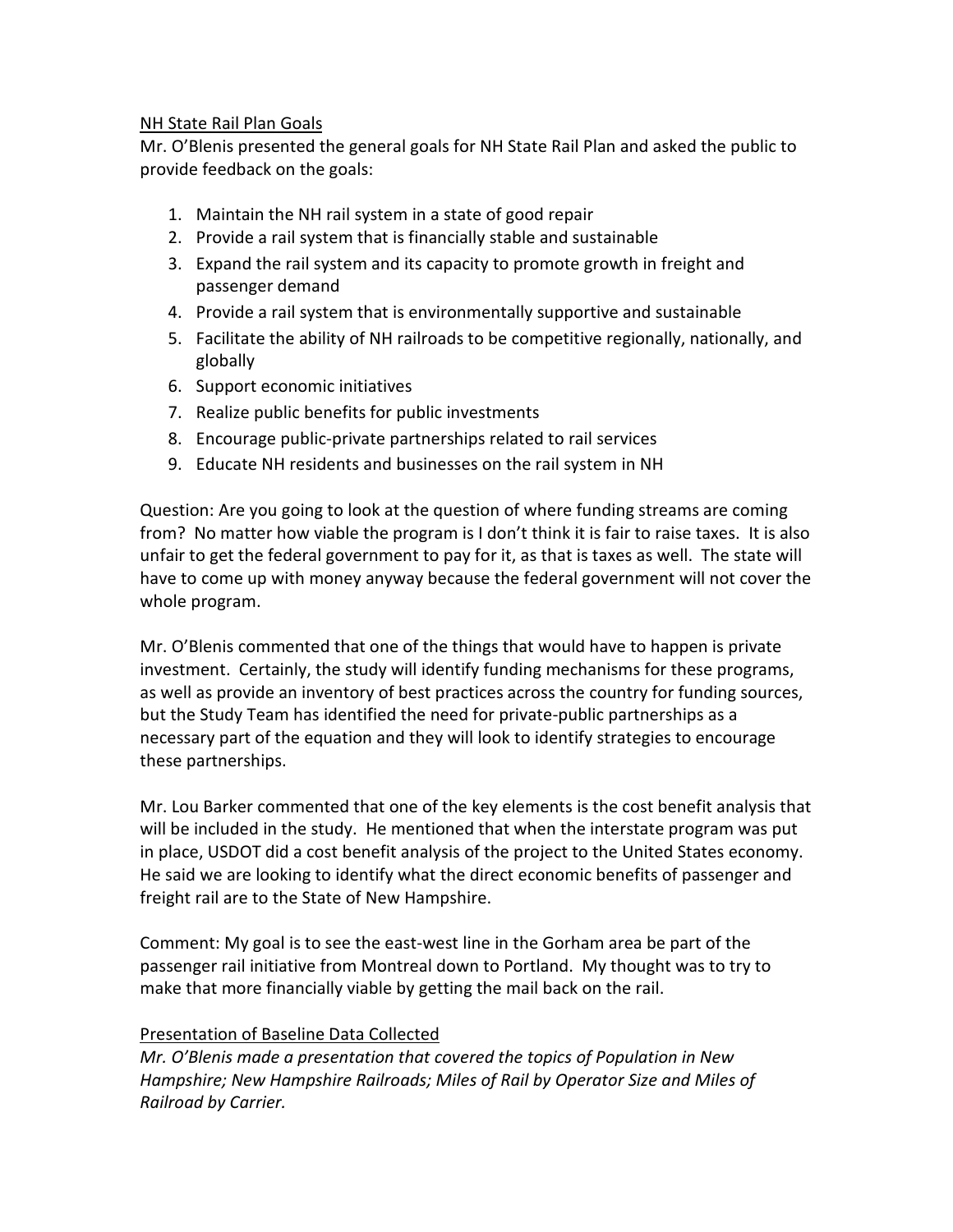NH State Rail Plan Goals

Mr. O'Blenis presented the general goals for NH State Rail Plan and asked the public to provide feedback on the goals:

1. Maintain the NH rail system in a state of good repair
2. Provide a rail system that is financially stable and sustainable
3. Expand the rail system and its capacity to promote growth in freight and passenger demand
4. Provide a rail system that is environmentally supportive and sustainable
5. Facilitate the ability of NH railroads to be competitive regionally, nationally, and globally
6. Support economic initiatives
7. Realize public benefits for public investments
8. Encourage public-private partnerships related to rail services
9. Educate NH residents and businesses on the rail system in NH

Question: Are you going to look at the question of where funding streams are coming from? No matter how viable the program is I don't think it is fair to raise taxes. It is also unfair to get the federal government to pay for it, as that is taxes as well. The state will have to come up with money anyway because the federal government will not cover the whole program.

Mr. O'Blenis commented that one of the things that would have to happen is private investment. Certainly, the study will identify funding mechanisms for these programs, as well as provide an inventory of best practices across the country for funding sources, but the Study Team has identified the need for private-public partnerships as a necessary part of the equation and they will look to identify strategies to encourage these partnerships.

Mr. Lou Barker commented that one of the key elements is the cost benefit analysis that will be included in the study. He mentioned that when the interstate program was put in place, USDOT did a cost benefit analysis of the project to the United States economy. He said we are looking to identify what the direct economic benefits of passenger and freight rail are to the State of New Hampshire.

Comment: My goal is to see the east-west line in the Gorham area be part of the passenger rail initiative from Montreal down to Portland. My thought was to try to make that more financially viable by getting the mail back on the rail.

Presentation of Baseline Data Collected

*Mr. O'Blenis made a presentation that covered the topics of Population in New Hampshire; New Hampshire Railroads; Miles of Rail by Operator Size and Miles of Railroad by Carrier.*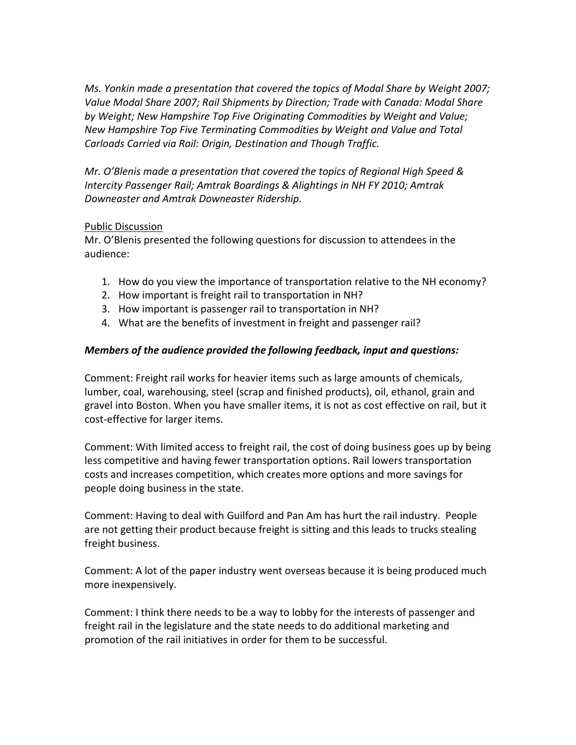*Ms. Yonkin made a presentation that covered the topics of Modal Share by Weight 2007; Value Modal Share 2007; Rail Shipments by Direction; Trade with Canada: Modal Share by Weight; New Hampshire Top Five Originating Commodities by Weight and Value; New Hampshire Top Five Terminating Commodities by Weight and Value and Total Carloads Carried via Rail: Origin, Destination and Though Traffic.*

*Mr. O'Blenis made a presentation that covered the topics of Regional High Speed & Intercity Passenger Rail; Amtrak Boardings & Alightings in NH FY 2010; Amtrak Downeaster and Amtrak Downeaster Ridership.*

<u>Public Discussion</u>

Mr. O'Blenis presented the following questions for discussion to attendees in the audience:

1. How do you view the importance of transportation relative to the NH economy?
2. How important is freight rail to transportation in NH?
3. How important is passenger rail to transportation in NH?
4. What are the benefits of investment in freight and passenger rail?

***Members of the audience provided the following feedback, input and questions:***

Comment: Freight rail works for heavier items such as large amounts of chemicals, lumber, coal, warehousing, steel (scrap and finished products), oil, ethanol, grain and gravel into Boston. When you have smaller items, it is not as cost effective on rail, but it cost-effective for larger items.

Comment: With limited access to freight rail, the cost of doing business goes up by being less competitive and having fewer transportation options. Rail lowers transportation costs and increases competition, which creates more options and more savings for people doing business in the state.

Comment: Having to deal with Guilford and Pan Am has hurt the rail industry. People are not getting their product because freight is sitting and this leads to trucks stealing freight business.

Comment: A lot of the paper industry went overseas because it is being produced much more inexpensively.

Comment: I think there needs to be a way to lobby for the interests of passenger and freight rail in the legislature and the state needs to do additional marketing and promotion of the rail initiatives in order for them to be successful.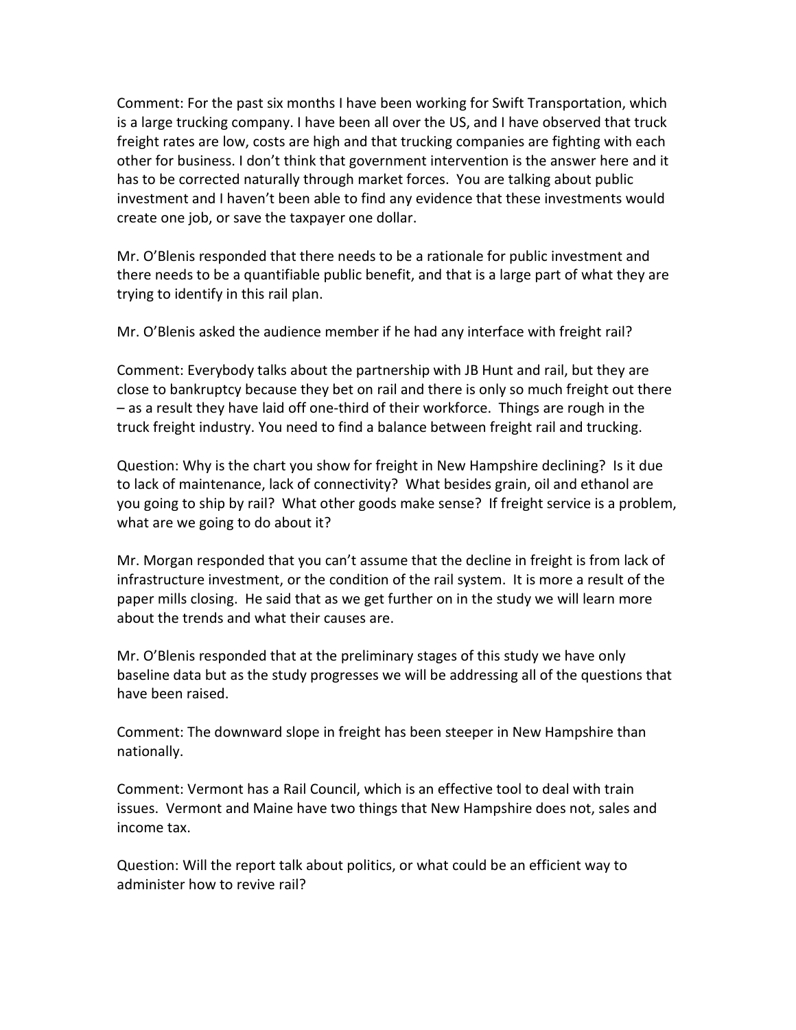Comment: For the past six months I have been working for Swift Transportation, which is a large trucking company. I have been all over the US, and I have observed that truck freight rates are low, costs are high and that trucking companies are fighting with each other for business. I don't think that government intervention is the answer here and it has to be corrected naturally through market forces. You are talking about public investment and I haven't been able to find any evidence that these investments would create one job, or save the taxpayer one dollar.

Mr. O'Blenis responded that there needs to be a rationale for public investment and there needs to be a quantifiable public benefit, and that is a large part of what they are trying to identify in this rail plan.

Mr. O'Blenis asked the audience member if he had any interface with freight rail?

Comment: Everybody talks about the partnership with JB Hunt and rail, but they are close to bankruptcy because they bet on rail and there is only so much freight out there – as a result they have laid off one-third of their workforce. Things are rough in the truck freight industry. You need to find a balance between freight rail and trucking.

Question: Why is the chart you show for freight in New Hampshire declining? Is it due to lack of maintenance, lack of connectivity? What besides grain, oil and ethanol are you going to ship by rail? What other goods make sense? If freight service is a problem, what are we going to do about it?

Mr. Morgan responded that you can't assume that the decline in freight is from lack of infrastructure investment, or the condition of the rail system. It is more a result of the paper mills closing. He said that as we get further on in the study we will learn more about the trends and what their causes are.

Mr. O'Blenis responded that at the preliminary stages of this study we have only baseline data but as the study progresses we will be addressing all of the questions that have been raised.

Comment: The downward slope in freight has been steeper in New Hampshire than nationally.

Comment: Vermont has a Rail Council, which is an effective tool to deal with train issues. Vermont and Maine have two things that New Hampshire does not, sales and income tax.

Question: Will the report talk about politics, or what could be an efficient way to administer how to revive rail?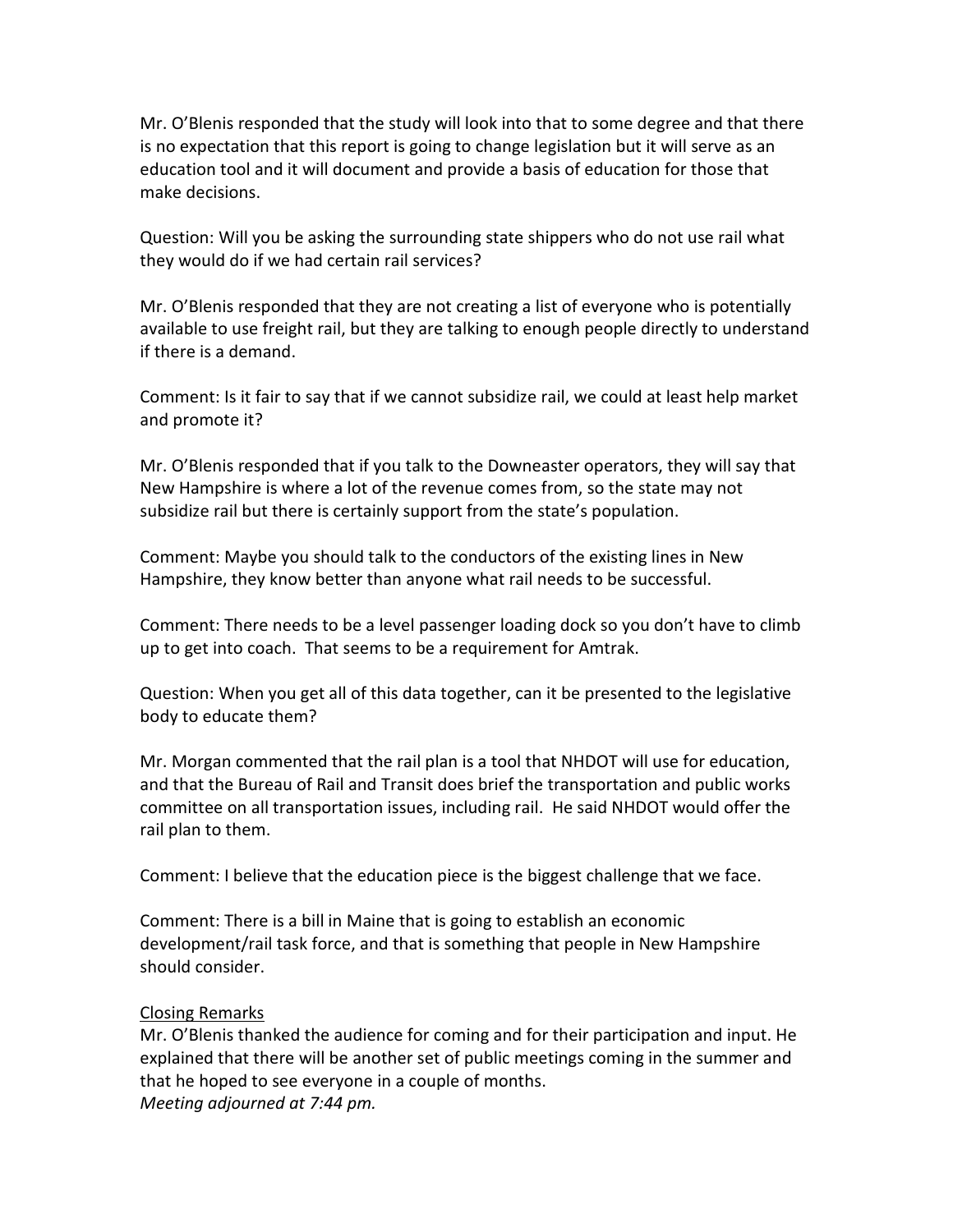Mr. O'Blenis responded that the study will look into that to some degree and that there is no expectation that this report is going to change legislation but it will serve as an education tool and it will document and provide a basis of education for those that make decisions.

Question: Will you be asking the surrounding state shippers who do not use rail what they would do if we had certain rail services?

Mr. O'Blenis responded that they are not creating a list of everyone who is potentially available to use freight rail, but they are talking to enough people directly to understand if there is a demand.

Comment: Is it fair to say that if we cannot subsidize rail, we could at least help market and promote it?

Mr. O'Blenis responded that if you talk to the Downeaster operators, they will say that New Hampshire is where a lot of the revenue comes from, so the state may not subsidize rail but there is certainly support from the state's population.

Comment: Maybe you should talk to the conductors of the existing lines in New Hampshire, they know better than anyone what rail needs to be successful.

Comment: There needs to be a level passenger loading dock so you don't have to climb up to get into coach. That seems to be a requirement for Amtrak.

Question: When you get all of this data together, can it be presented to the legislative body to educate them?

Mr. Morgan commented that the rail plan is a tool that NHDOT will use for education, and that the Bureau of Rail and Transit does brief the transportation and public works committee on all transportation issues, including rail. He said NHDOT would offer the rail plan to them.

Comment: I believe that the education piece is the biggest challenge that we face.

Comment: There is a bill in Maine that is going to establish an economic development/rail task force, and that is something that people in New Hampshire should consider.

Closing Remarks

Mr. O'Blenis thanked the audience for coming and for their participation and input. He explained that there will be another set of public meetings coming in the summer and that he hoped to see everyone in a couple of months.

*Meeting adjourned at 7:44 pm.*